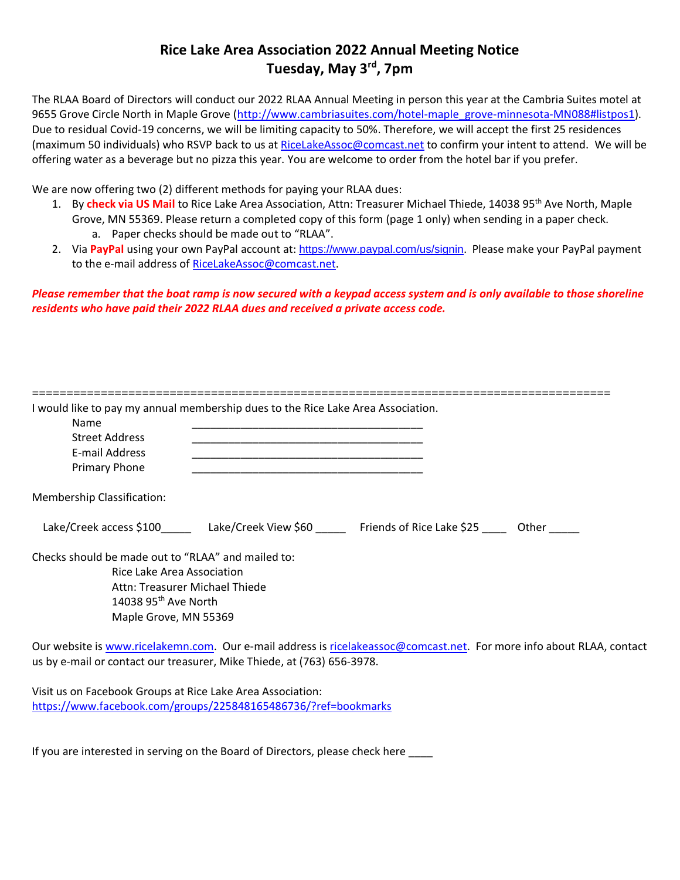# Rice Lake Area Association 2022 Annual Meeting Notice
## Tuesday, May 3rd, 7pm

The RLAA Board of Directors will conduct our 2022 RLAA Annual Meeting in person this year at the Cambria Suites motel at 9655 Grove Circle North in Maple Grove (http://www.cambriasuites.com/hotel-maple_grove-minnesota-MN088#listpos1). Due to residual Covid-19 concerns, we will be limiting capacity to 50%. Therefore, we will accept the first 25 residences (maximum 50 individuals) who RSVP back to us at RiceLakeAssoc@comcast.net to confirm your intent to attend. We will be offering water as a beverage but no pizza this year. You are welcome to order from the hotel bar if you prefer.

We are now offering two (2) different methods for paying your RLAA dues:

1. By **check via US Mail** to Rice Lake Area Association, Attn: Treasurer Michael Thiede, 14038 95th Ave North, Maple Grove, MN 55369. Please return a completed copy of this form (page 1 only) when sending in a paper check.
   a. Paper checks should be made out to "RLAA".
2. Via **PayPal** using your own PayPal account at: https://www.paypal.com/us/signin. Please make your PayPal payment to the e-mail address of RiceLakeAssoc@comcast.net.

***Please remember that the boat ramp is now secured with a keypad access system and is only available to those shoreline residents who have paid their 2022 RLAA dues and received a private access code.***

==================================================================================

I would like to pay my annual membership dues to the Rice Lake Area Association.

Name ______________________________________

Street Address ______________________________________

E-mail Address ______________________________________

Primary Phone ______________________________________

Membership Classification:

Lake/Creek access $100_____ Lake/Creek View $60 _____ Friends of Rice Lake $25 ____ Other _____

Checks should be made out to "RLAA" and mailed to:

Rice Lake Area Association
Attn: Treasurer Michael Thiede
14038 95th Ave North
Maple Grove, MN 55369

Our website is www.ricelakemn.com. Our e-mail address is ricelakeassoc@comcast.net. For more info about RLAA, contact us by e-mail or contact our treasurer, Mike Thiede, at (763) 656-3978.

Visit us on Facebook Groups at Rice Lake Area Association:
https://www.facebook.com/groups/225848165486736/?ref=bookmarks

If you are interested in serving on the Board of Directors, please check here ____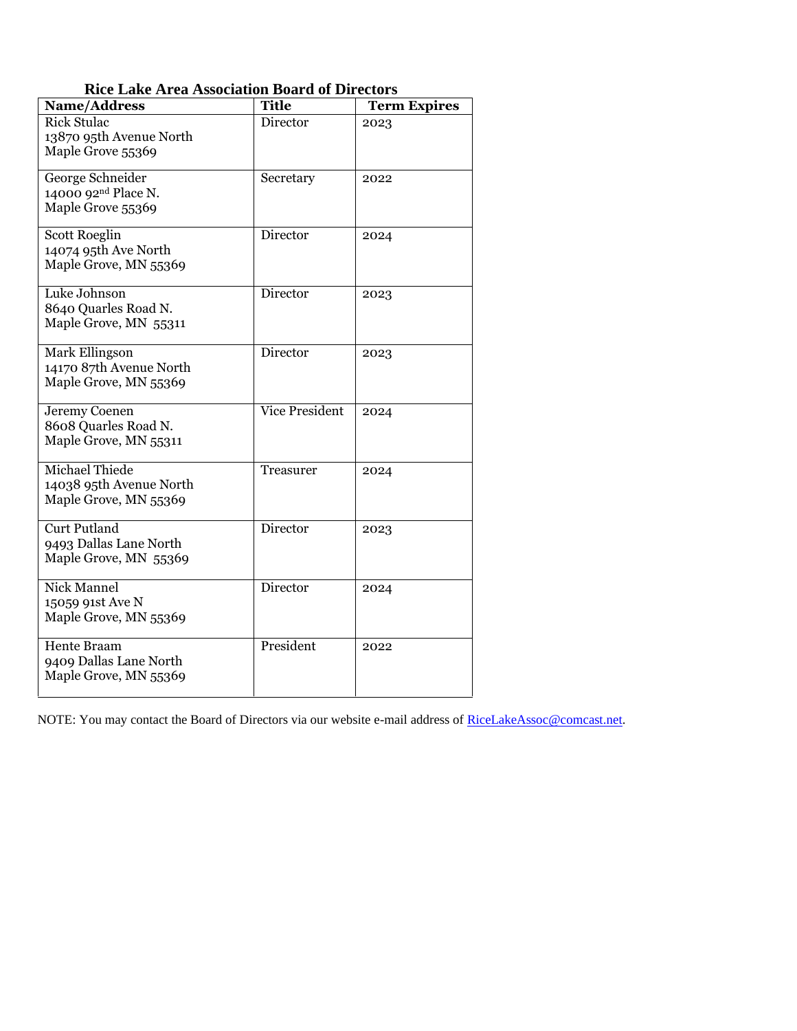## Rice Lake Area Association Board of Directors

| Name/Address | Title | Term Expires |
| --- | --- | --- |
| Rick Stulac<br>13870 95th Avenue North<br>Maple Grove 55369 | Director | 2023 |
| George Schneider<br>14000 92nd Place N.<br>Maple Grove 55369 | Secretary | 2022 |
| Scott Roeglin<br>14074 95th Ave North<br>Maple Grove, MN 55369 | Director | 2024 |
| Luke Johnson<br>8640 Quarles Road N.<br>Maple Grove, MN 55311 | Director | 2023 |
| Mark Ellingson<br>14170 87th Avenue North<br>Maple Grove, MN 55369 | Director | 2023 |
| Jeremy Coenen<br>8608 Quarles Road N.<br>Maple Grove, MN 55311 | Vice President | 2024 |
| Michael Thiede<br>14038 95th Avenue North<br>Maple Grove, MN 55369 | Treasurer | 2024 |
| Curt Putland<br>9493 Dallas Lane North<br>Maple Grove, MN 55369 | Director | 2023 |
| Nick Mannel<br>15059 91st Ave N<br>Maple Grove, MN 55369 | Director | 2024 |
| Hente Braam<br>9409 Dallas Lane North<br>Maple Grove, MN 55369 | President | 2022 |

NOTE: You may contact the Board of Directors via our website e-mail address of RiceLakeAssoc@comcast.net.